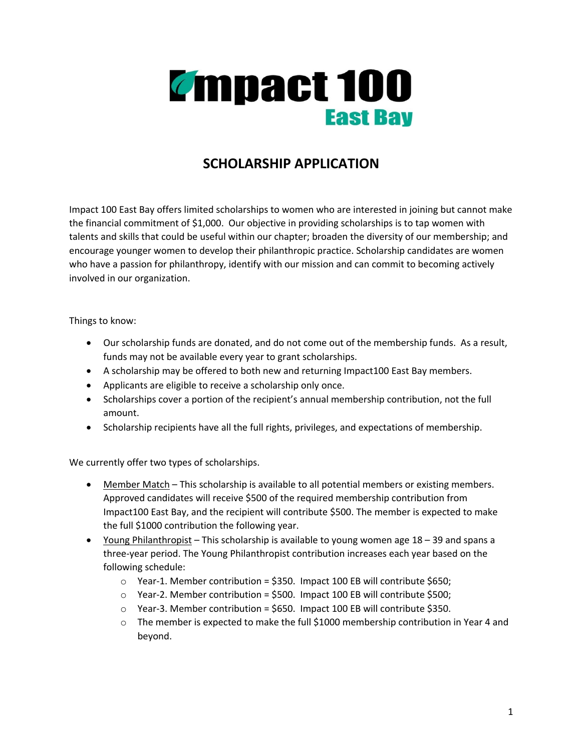# Impact 100 East Bay

## SCHOLARSHIP APPLICATION

Impact 100 East Bay offers limited scholarships to women who are interested in joining but cannot make the financial commitment of $1,000. Our objective in providing scholarships is to tap women with talents and skills that could be useful within our chapter; broaden the diversity of our membership; and encourage younger women to develop their philanthropic practice. Scholarship candidates are women who have a passion for philanthropy, identify with our mission and can commit to becoming actively involved in our organization.

Things to know:

- Our scholarship funds are donated, and do not come out of the membership funds. As a result, funds may not be available every year to grant scholarships.
- A scholarship may be offered to both new and returning Impact100 East Bay members.
- Applicants are eligible to receive a scholarship only once.
- Scholarships cover a portion of the recipient's annual membership contribution, not the full amount.
- Scholarship recipients have all the full rights, privileges, and expectations of membership.

We currently offer two types of scholarships.

- Member Match – This scholarship is available to all potential members or existing members. Approved candidates will receive $500 of the required membership contribution from Impact100 East Bay, and the recipient will contribute $500. The member is expected to make the full $1000 contribution the following year.
- Young Philanthropist – This scholarship is available to young women age 18 – 39 and spans a three-year period. The Young Philanthropist contribution increases each year based on the following schedule:
  - Year-1. Member contribution = $350. Impact 100 EB will contribute $650;
  - Year-2. Member contribution = $500. Impact 100 EB will contribute $500;
  - Year-3. Member contribution = $650. Impact 100 EB will contribute $350.
  - The member is expected to make the full $1000 membership contribution in Year 4 and beyond.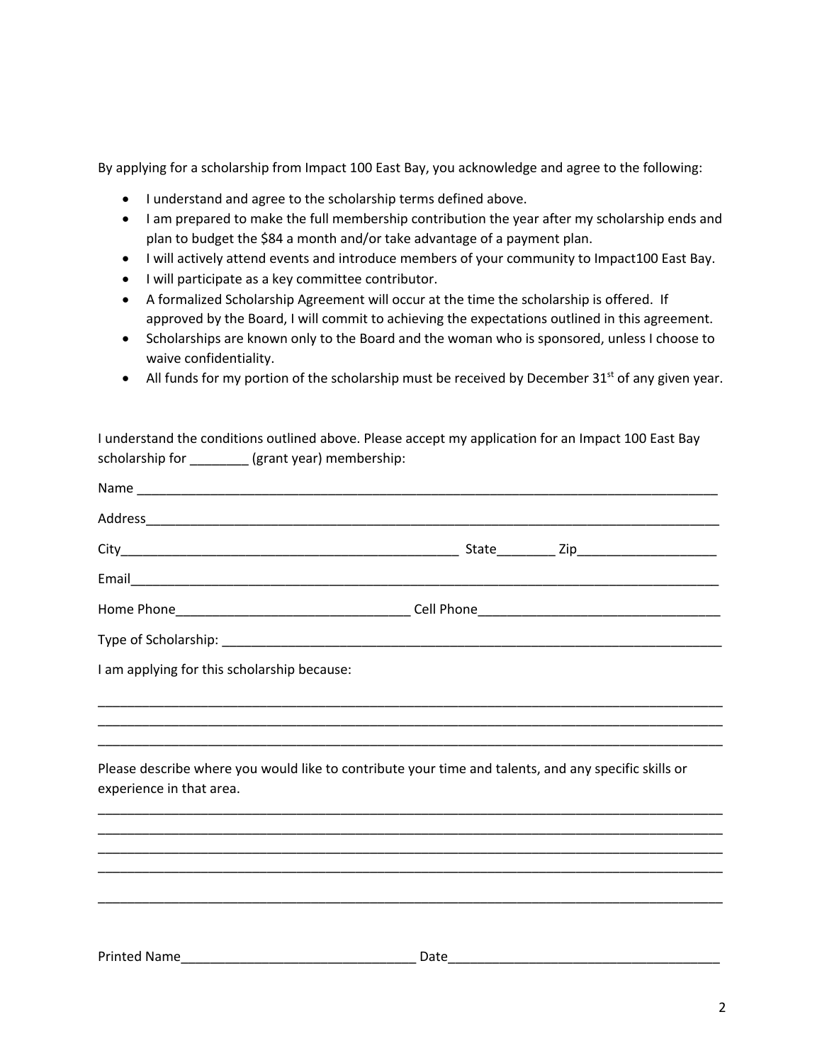By applying for a scholarship from Impact 100 East Bay, you acknowledge and agree to the following:

- I understand and agree to the scholarship terms defined above.
- I am prepared to make the full membership contribution the year after my scholarship ends and plan to budget the $84 a month and/or take advantage of a payment plan.
- I will actively attend events and introduce members of your community to Impact100 East Bay.
- I will participate as a key committee contributor.
- A formalized Scholarship Agreement will occur at the time the scholarship is offered. If approved by the Board, I will commit to achieving the expectations outlined in this agreement.
- Scholarships are known only to the Board and the woman who is sponsored, unless I choose to waive confidentiality.
- All funds for my portion of the scholarship must be received by December 31st of any given year.

I understand the conditions outlined above. Please accept my application for an Impact 100 East Bay scholarship for ________ (grant year) membership:

Name ___________________________________________________________________________

Address_________________________________________________________________________

City_______________________________________________ State________ Zip___________________

Email___________________________________________________________________________

Home Phone_______________________________ Cell Phone________________________________

Type of Scholarship: ______________________________________________________________

I am applying for this scholarship because:

___________________________________________________________________________________

___________________________________________________________________________________

___________________________________________________________________________________

Please describe where you would like to contribute your time and talents, and any specific skills or experience in that area.

___________________________________________________________________________________

___________________________________________________________________________________

___________________________________________________________________________________

___________________________________________________________________________________

___________________________________________________________________________________

Printed Name_______________________________ Date____________________________________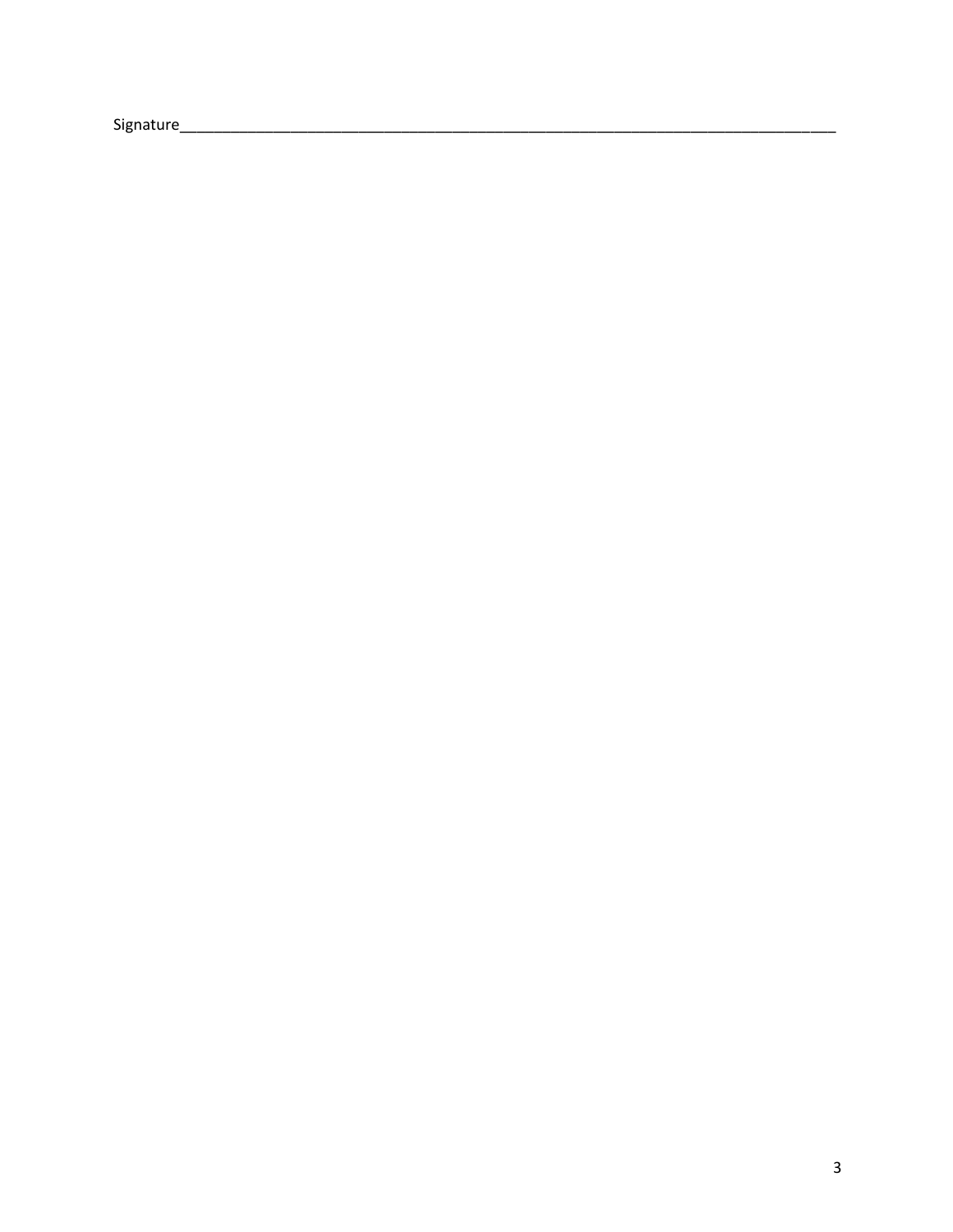Signature_______________________________________________________________________________